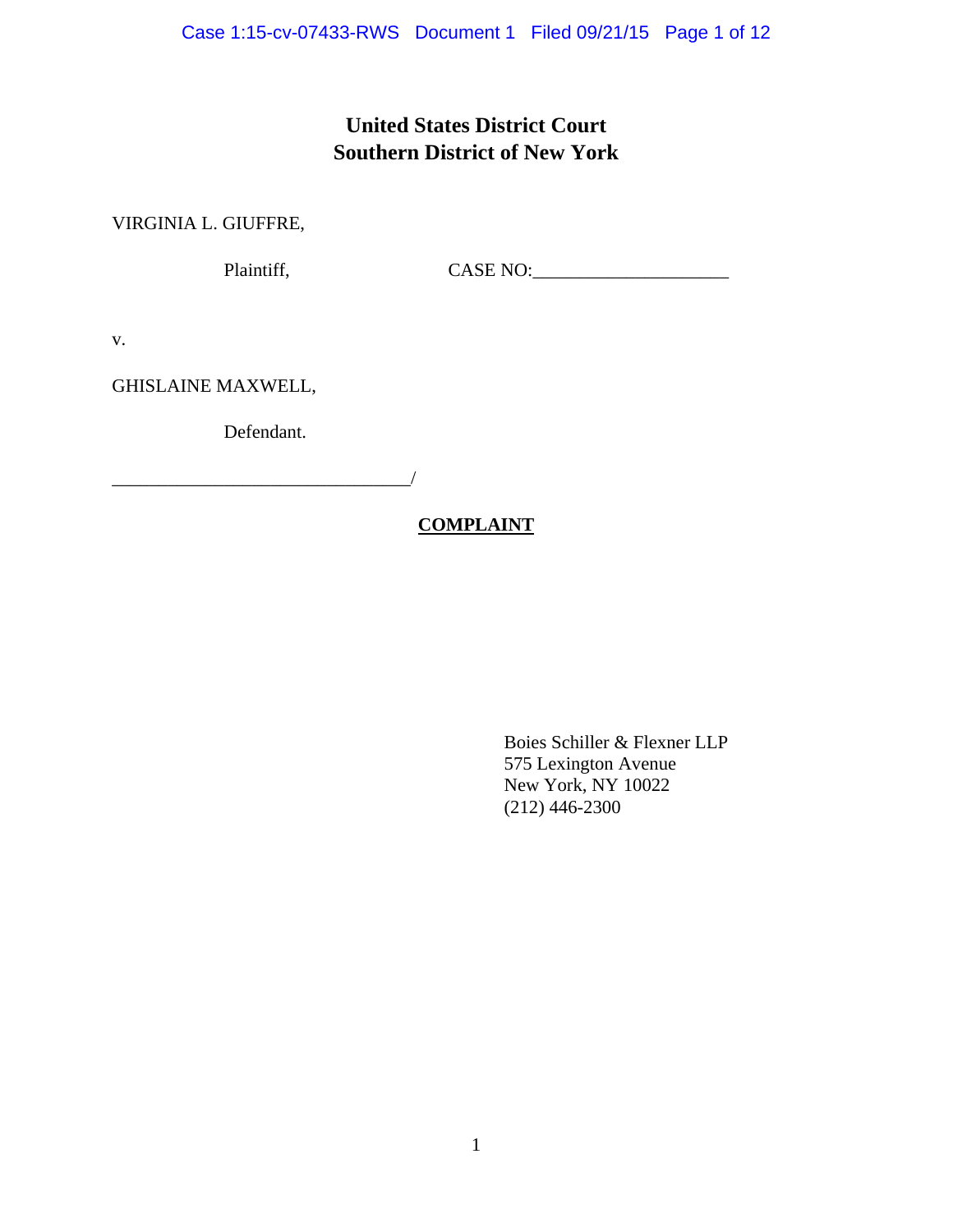# United States District Court
# Southern District of New York

VIRGINIA L. GIUFFRE,

Plaintiff, CASE NO:____________________

v.

GHISLAINE MAXWELL,

Defendant.

_______________________________/

**COMPLAINT**

Boies Schiller & Flexner LLP
575 Lexington Avenue
New York, NY 10022
(212) 446-2300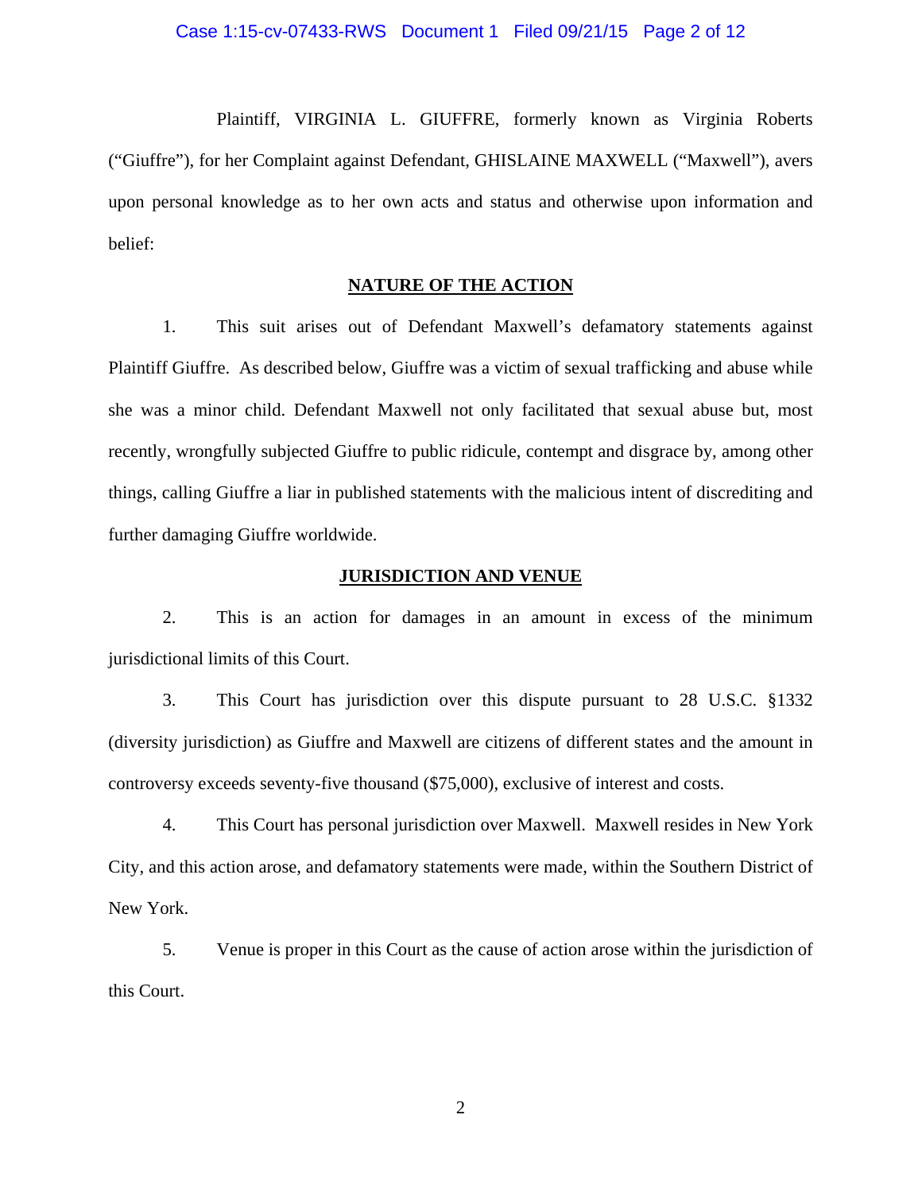Plaintiff, VIRGINIA L. GIUFFRE, formerly known as Virginia Roberts ("Giuffre"), for her Complaint against Defendant, GHISLAINE MAXWELL ("Maxwell"), avers upon personal knowledge as to her own acts and status and otherwise upon information and belief:

## NATURE OF THE ACTION

1. This suit arises out of Defendant Maxwell's defamatory statements against Plaintiff Giuffre. As described below, Giuffre was a victim of sexual trafficking and abuse while she was a minor child. Defendant Maxwell not only facilitated that sexual abuse but, most recently, wrongfully subjected Giuffre to public ridicule, contempt and disgrace by, among other things, calling Giuffre a liar in published statements with the malicious intent of discrediting and further damaging Giuffre worldwide.

## JURISDICTION AND VENUE

2. This is an action for damages in an amount in excess of the minimum jurisdictional limits of this Court.

3. This Court has jurisdiction over this dispute pursuant to 28 U.S.C. §1332 (diversity jurisdiction) as Giuffre and Maxwell are citizens of different states and the amount in controversy exceeds seventy-five thousand ($75,000), exclusive of interest and costs.

4. This Court has personal jurisdiction over Maxwell. Maxwell resides in New York City, and this action arose, and defamatory statements were made, within the Southern District of New York.

5. Venue is proper in this Court as the cause of action arose within the jurisdiction of this Court.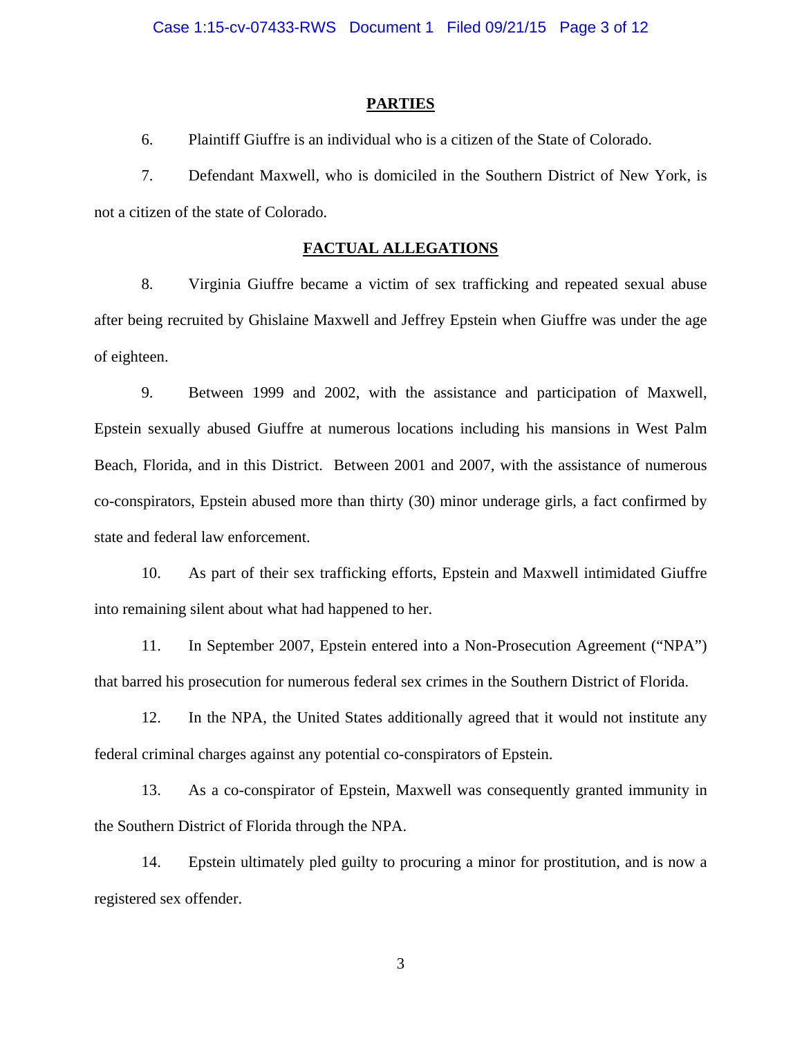## PARTIES

6. Plaintiff Giuffre is an individual who is a citizen of the State of Colorado.

7. Defendant Maxwell, who is domiciled in the Southern District of New York, is not a citizen of the state of Colorado.

## FACTUAL ALLEGATIONS

8. Virginia Giuffre became a victim of sex trafficking and repeated sexual abuse after being recruited by Ghislaine Maxwell and Jeffrey Epstein when Giuffre was under the age of eighteen.

9. Between 1999 and 2002, with the assistance and participation of Maxwell, Epstein sexually abused Giuffre at numerous locations including his mansions in West Palm Beach, Florida, and in this District. Between 2001 and 2007, with the assistance of numerous co-conspirators, Epstein abused more than thirty (30) minor underage girls, a fact confirmed by state and federal law enforcement.

10. As part of their sex trafficking efforts, Epstein and Maxwell intimidated Giuffre into remaining silent about what had happened to her.

11. In September 2007, Epstein entered into a Non-Prosecution Agreement ("NPA") that barred his prosecution for numerous federal sex crimes in the Southern District of Florida.

12. In the NPA, the United States additionally agreed that it would not institute any federal criminal charges against any potential co-conspirators of Epstein.

13. As a co-conspirator of Epstein, Maxwell was consequently granted immunity in the Southern District of Florida through the NPA.

14. Epstein ultimately pled guilty to procuring a minor for prostitution, and is now a registered sex offender.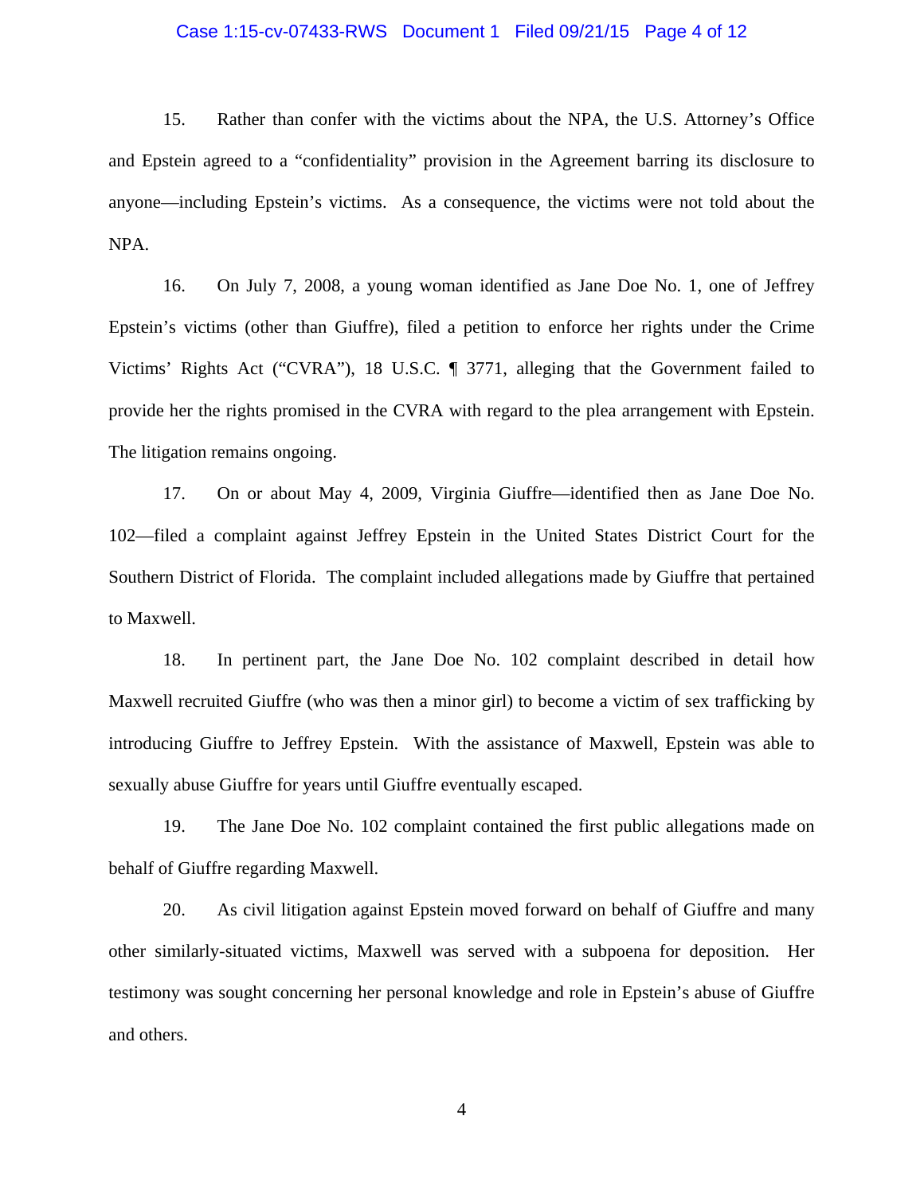15. Rather than confer with the victims about the NPA, the U.S. Attorney's Office and Epstein agreed to a "confidentiality" provision in the Agreement barring its disclosure to anyone—including Epstein's victims. As a consequence, the victims were not told about the NPA.

16. On July 7, 2008, a young woman identified as Jane Doe No. 1, one of Jeffrey Epstein's victims (other than Giuffre), filed a petition to enforce her rights under the Crime Victims' Rights Act ("CVRA"), 18 U.S.C. ¶ 3771, alleging that the Government failed to provide her the rights promised in the CVRA with regard to the plea arrangement with Epstein. The litigation remains ongoing.

17. On or about May 4, 2009, Virginia Giuffre—identified then as Jane Doe No. 102—filed a complaint against Jeffrey Epstein in the United States District Court for the Southern District of Florida. The complaint included allegations made by Giuffre that pertained to Maxwell.

18. In pertinent part, the Jane Doe No. 102 complaint described in detail how Maxwell recruited Giuffre (who was then a minor girl) to become a victim of sex trafficking by introducing Giuffre to Jeffrey Epstein. With the assistance of Maxwell, Epstein was able to sexually abuse Giuffre for years until Giuffre eventually escaped.

19. The Jane Doe No. 102 complaint contained the first public allegations made on behalf of Giuffre regarding Maxwell.

20. As civil litigation against Epstein moved forward on behalf of Giuffre and many other similarly-situated victims, Maxwell was served with a subpoena for deposition. Her testimony was sought concerning her personal knowledge and role in Epstein's abuse of Giuffre and others.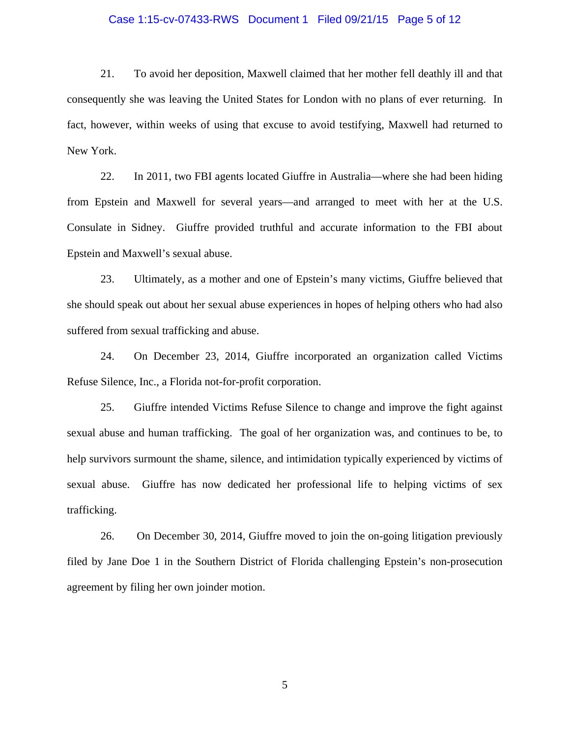21. To avoid her deposition, Maxwell claimed that her mother fell deathly ill and that consequently she was leaving the United States for London with no plans of ever returning. In fact, however, within weeks of using that excuse to avoid testifying, Maxwell had returned to New York.

22. In 2011, two FBI agents located Giuffre in Australia—where she had been hiding from Epstein and Maxwell for several years—and arranged to meet with her at the U.S. Consulate in Sidney. Giuffre provided truthful and accurate information to the FBI about Epstein and Maxwell's sexual abuse.

23. Ultimately, as a mother and one of Epstein's many victims, Giuffre believed that she should speak out about her sexual abuse experiences in hopes of helping others who had also suffered from sexual trafficking and abuse.

24. On December 23, 2014, Giuffre incorporated an organization called Victims Refuse Silence, Inc., a Florida not-for-profit corporation.

25. Giuffre intended Victims Refuse Silence to change and improve the fight against sexual abuse and human trafficking. The goal of her organization was, and continues to be, to help survivors surmount the shame, silence, and intimidation typically experienced by victims of sexual abuse. Giuffre has now dedicated her professional life to helping victims of sex trafficking.

26. On December 30, 2014, Giuffre moved to join the on-going litigation previously filed by Jane Doe 1 in the Southern District of Florida challenging Epstein's non-prosecution agreement by filing her own joinder motion.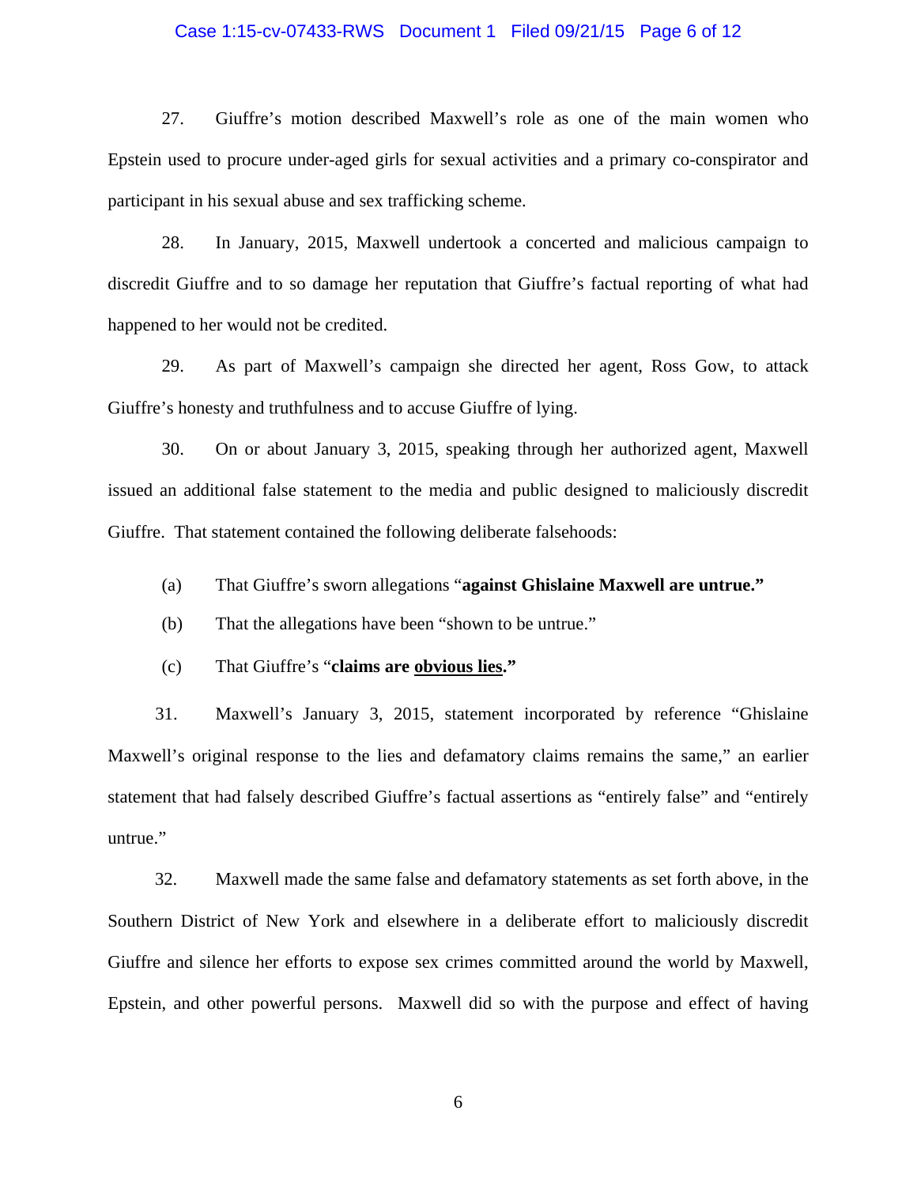27. Giuffre's motion described Maxwell's role as one of the main women who Epstein used to procure under-aged girls for sexual activities and a primary co-conspirator and participant in his sexual abuse and sex trafficking scheme.

28. In January, 2015, Maxwell undertook a concerted and malicious campaign to discredit Giuffre and to so damage her reputation that Giuffre's factual reporting of what had happened to her would not be credited.

29. As part of Maxwell's campaign she directed her agent, Ross Gow, to attack Giuffre's honesty and truthfulness and to accuse Giuffre of lying.

30. On or about January 3, 2015, speaking through her authorized agent, Maxwell issued an additional false statement to the media and public designed to maliciously discredit Giuffre. That statement contained the following deliberate falsehoods:

(a) That Giuffre's sworn allegations "**against Ghislaine Maxwell are untrue."**

(b) That the allegations have been "shown to be untrue."

(c) That Giuffre's "**claims are <u>obvious lies</u>."**

31. Maxwell's January 3, 2015, statement incorporated by reference "Ghislaine Maxwell's original response to the lies and defamatory claims remains the same," an earlier statement that had falsely described Giuffre's factual assertions as "entirely false" and "entirely untrue."

32. Maxwell made the same false and defamatory statements as set forth above, in the Southern District of New York and elsewhere in a deliberate effort to maliciously discredit Giuffre and silence her efforts to expose sex crimes committed around the world by Maxwell, Epstein, and other powerful persons. Maxwell did so with the purpose and effect of having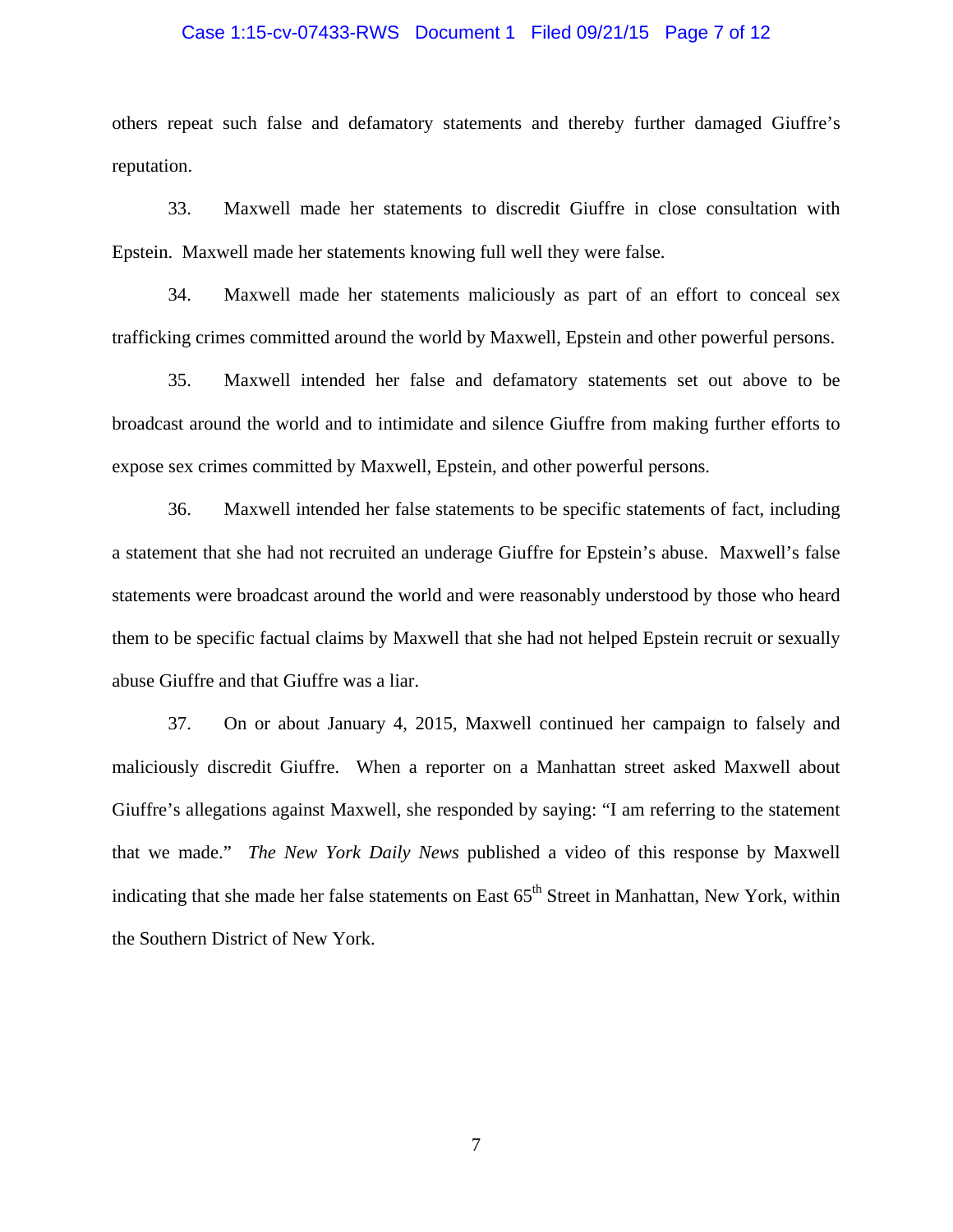others repeat such false and defamatory statements and thereby further damaged Giuffre's reputation.

33. Maxwell made her statements to discredit Giuffre in close consultation with Epstein. Maxwell made her statements knowing full well they were false.

34. Maxwell made her statements maliciously as part of an effort to conceal sex trafficking crimes committed around the world by Maxwell, Epstein and other powerful persons.

35. Maxwell intended her false and defamatory statements set out above to be broadcast around the world and to intimidate and silence Giuffre from making further efforts to expose sex crimes committed by Maxwell, Epstein, and other powerful persons.

36. Maxwell intended her false statements to be specific statements of fact, including a statement that she had not recruited an underage Giuffre for Epstein's abuse. Maxwell's false statements were broadcast around the world and were reasonably understood by those who heard them to be specific factual claims by Maxwell that she had not helped Epstein recruit or sexually abuse Giuffre and that Giuffre was a liar.

37. On or about January 4, 2015, Maxwell continued her campaign to falsely and maliciously discredit Giuffre. When a reporter on a Manhattan street asked Maxwell about Giuffre's allegations against Maxwell, she responded by saying: "I am referring to the statement that we made." *The New York Daily News* published a video of this response by Maxwell indicating that she made her false statements on East 65th Street in Manhattan, New York, within the Southern District of New York.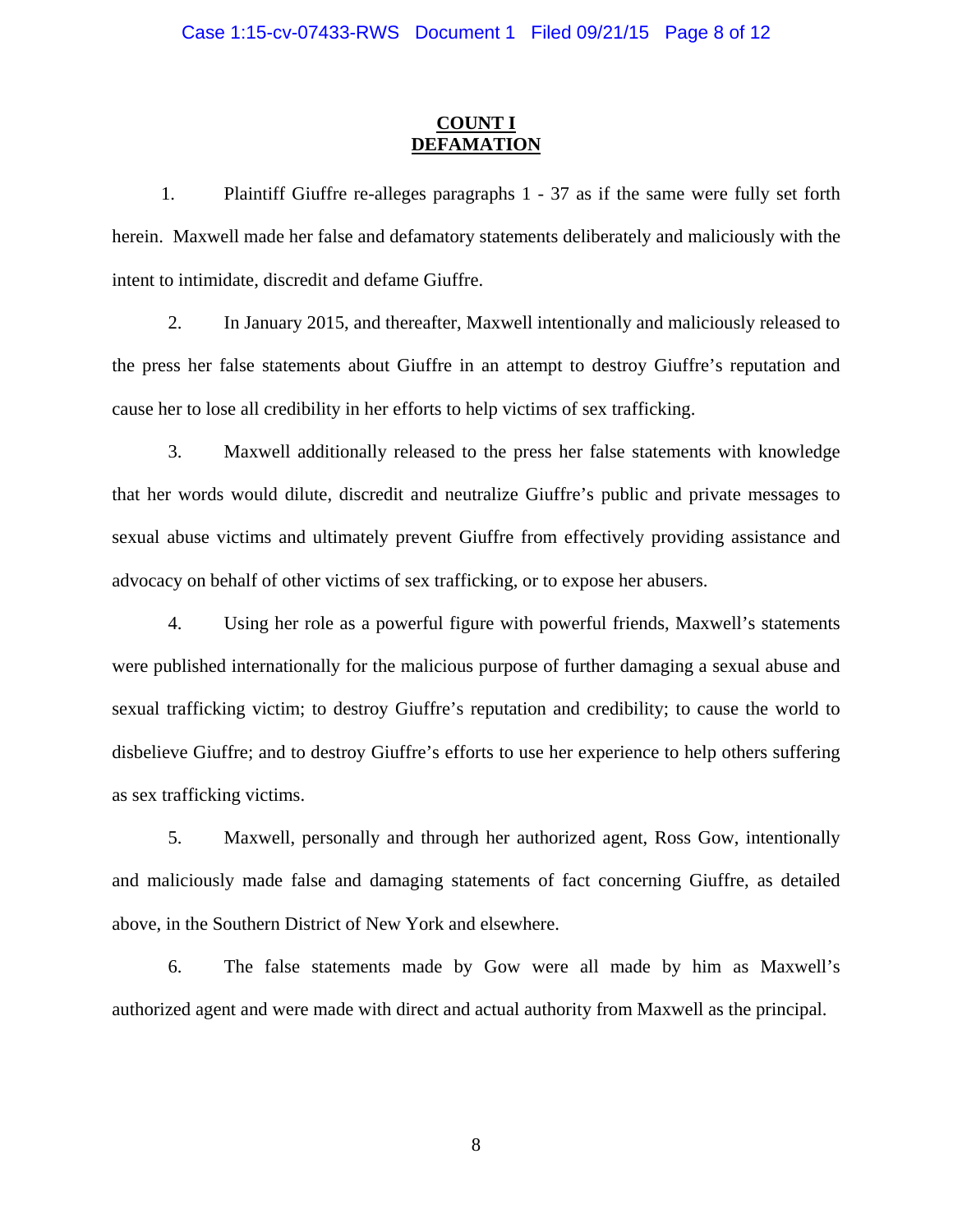## COUNT I
## DEFAMATION

1. Plaintiff Giuffre re-alleges paragraphs 1 - 37 as if the same were fully set forth herein. Maxwell made her false and defamatory statements deliberately and maliciously with the intent to intimidate, discredit and defame Giuffre.

2. In January 2015, and thereafter, Maxwell intentionally and maliciously released to the press her false statements about Giuffre in an attempt to destroy Giuffre's reputation and cause her to lose all credibility in her efforts to help victims of sex trafficking.

3. Maxwell additionally released to the press her false statements with knowledge that her words would dilute, discredit and neutralize Giuffre's public and private messages to sexual abuse victims and ultimately prevent Giuffre from effectively providing assistance and advocacy on behalf of other victims of sex trafficking, or to expose her abusers.

4. Using her role as a powerful figure with powerful friends, Maxwell's statements were published internationally for the malicious purpose of further damaging a sexual abuse and sexual trafficking victim; to destroy Giuffre's reputation and credibility; to cause the world to disbelieve Giuffre; and to destroy Giuffre's efforts to use her experience to help others suffering as sex trafficking victims.

5. Maxwell, personally and through her authorized agent, Ross Gow, intentionally and maliciously made false and damaging statements of fact concerning Giuffre, as detailed above, in the Southern District of New York and elsewhere.

6. The false statements made by Gow were all made by him as Maxwell's authorized agent and were made with direct and actual authority from Maxwell as the principal.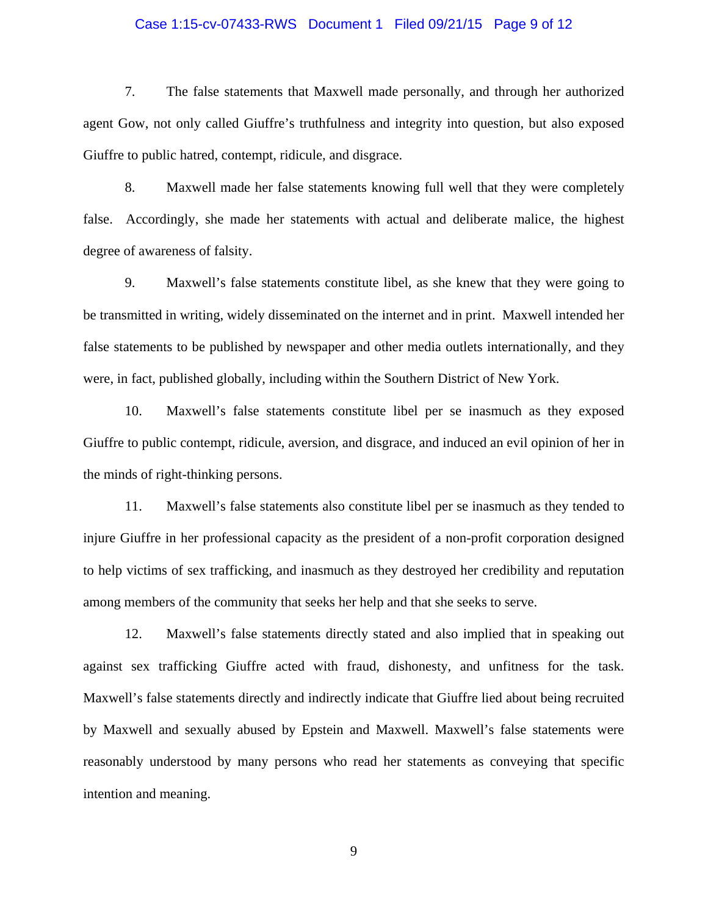7. The false statements that Maxwell made personally, and through her authorized agent Gow, not only called Giuffre's truthfulness and integrity into question, but also exposed Giuffre to public hatred, contempt, ridicule, and disgrace.

8. Maxwell made her false statements knowing full well that they were completely false. Accordingly, she made her statements with actual and deliberate malice, the highest degree of awareness of falsity.

9. Maxwell's false statements constitute libel, as she knew that they were going to be transmitted in writing, widely disseminated on the internet and in print. Maxwell intended her false statements to be published by newspaper and other media outlets internationally, and they were, in fact, published globally, including within the Southern District of New York.

10. Maxwell's false statements constitute libel per se inasmuch as they exposed Giuffre to public contempt, ridicule, aversion, and disgrace, and induced an evil opinion of her in the minds of right-thinking persons.

11. Maxwell's false statements also constitute libel per se inasmuch as they tended to injure Giuffre in her professional capacity as the president of a non-profit corporation designed to help victims of sex trafficking, and inasmuch as they destroyed her credibility and reputation among members of the community that seeks her help and that she seeks to serve.

12. Maxwell's false statements directly stated and also implied that in speaking out against sex trafficking Giuffre acted with fraud, dishonesty, and unfitness for the task. Maxwell's false statements directly and indirectly indicate that Giuffre lied about being recruited by Maxwell and sexually abused by Epstein and Maxwell. Maxwell's false statements were reasonably understood by many persons who read her statements as conveying that specific intention and meaning.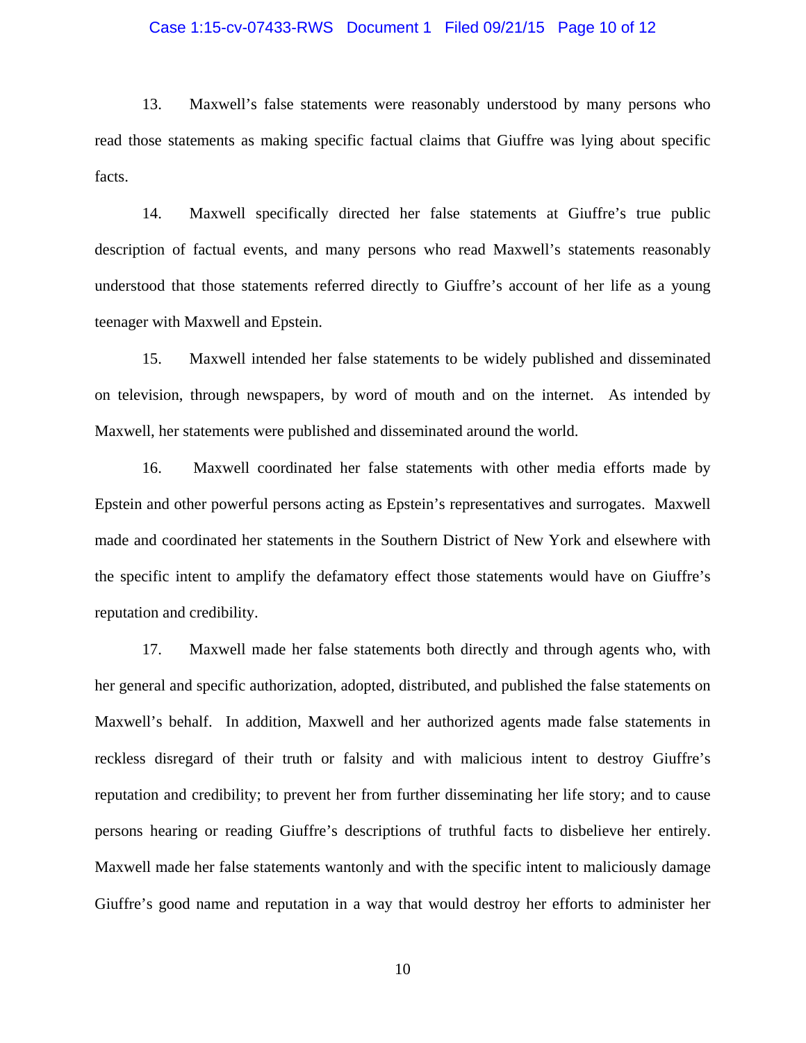13. Maxwell's false statements were reasonably understood by many persons who read those statements as making specific factual claims that Giuffre was lying about specific facts.

14. Maxwell specifically directed her false statements at Giuffre's true public description of factual events, and many persons who read Maxwell's statements reasonably understood that those statements referred directly to Giuffre's account of her life as a young teenager with Maxwell and Epstein.

15. Maxwell intended her false statements to be widely published and disseminated on television, through newspapers, by word of mouth and on the internet. As intended by Maxwell, her statements were published and disseminated around the world.

16. Maxwell coordinated her false statements with other media efforts made by Epstein and other powerful persons acting as Epstein's representatives and surrogates. Maxwell made and coordinated her statements in the Southern District of New York and elsewhere with the specific intent to amplify the defamatory effect those statements would have on Giuffre's reputation and credibility.

17. Maxwell made her false statements both directly and through agents who, with her general and specific authorization, adopted, distributed, and published the false statements on Maxwell's behalf. In addition, Maxwell and her authorized agents made false statements in reckless disregard of their truth or falsity and with malicious intent to destroy Giuffre's reputation and credibility; to prevent her from further disseminating her life story; and to cause persons hearing or reading Giuffre's descriptions of truthful facts to disbelieve her entirely. Maxwell made her false statements wantonly and with the specific intent to maliciously damage Giuffre's good name and reputation in a way that would destroy her efforts to administer her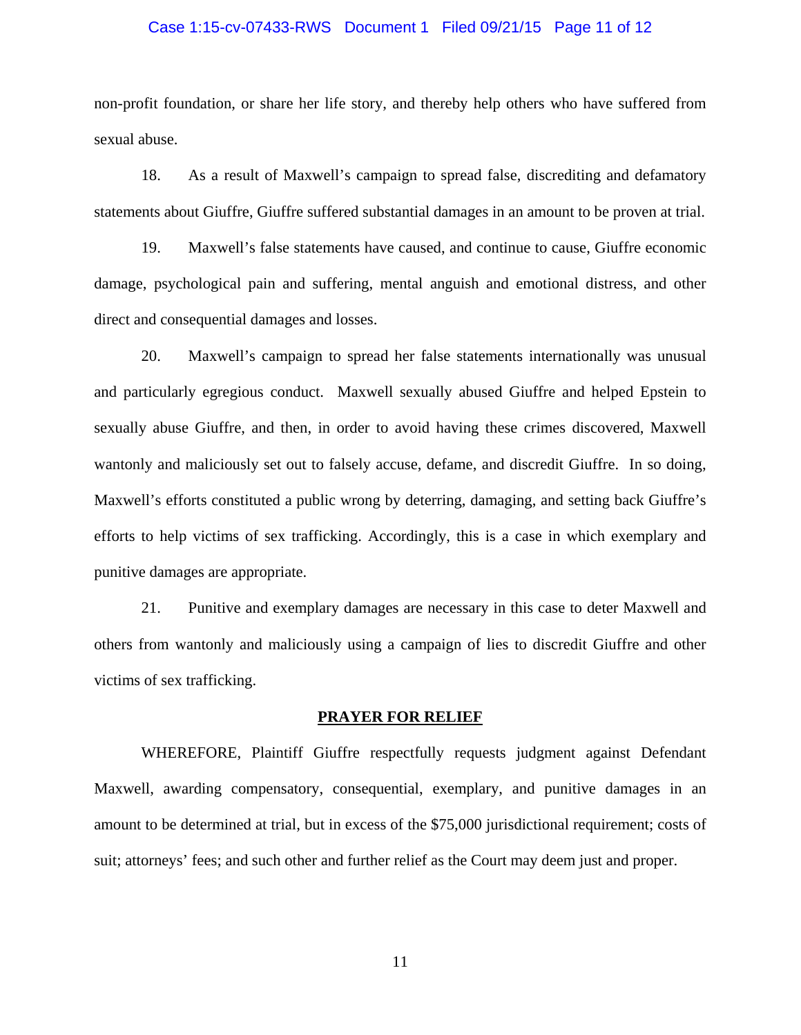non-profit foundation, or share her life story, and thereby help others who have suffered from sexual abuse.

18. As a result of Maxwell's campaign to spread false, discrediting and defamatory statements about Giuffre, Giuffre suffered substantial damages in an amount to be proven at trial.

19. Maxwell's false statements have caused, and continue to cause, Giuffre economic damage, psychological pain and suffering, mental anguish and emotional distress, and other direct and consequential damages and losses.

20. Maxwell's campaign to spread her false statements internationally was unusual and particularly egregious conduct. Maxwell sexually abused Giuffre and helped Epstein to sexually abuse Giuffre, and then, in order to avoid having these crimes discovered, Maxwell wantonly and maliciously set out to falsely accuse, defame, and discredit Giuffre. In so doing, Maxwell's efforts constituted a public wrong by deterring, damaging, and setting back Giuffre's efforts to help victims of sex trafficking. Accordingly, this is a case in which exemplary and punitive damages are appropriate.

21. Punitive and exemplary damages are necessary in this case to deter Maxwell and others from wantonly and maliciously using a campaign of lies to discredit Giuffre and other victims of sex trafficking.

## PRAYER FOR RELIEF

WHEREFORE, Plaintiff Giuffre respectfully requests judgment against Defendant Maxwell, awarding compensatory, consequential, exemplary, and punitive damages in an amount to be determined at trial, but in excess of the $75,000 jurisdictional requirement; costs of suit; attorneys' fees; and such other and further relief as the Court may deem just and proper.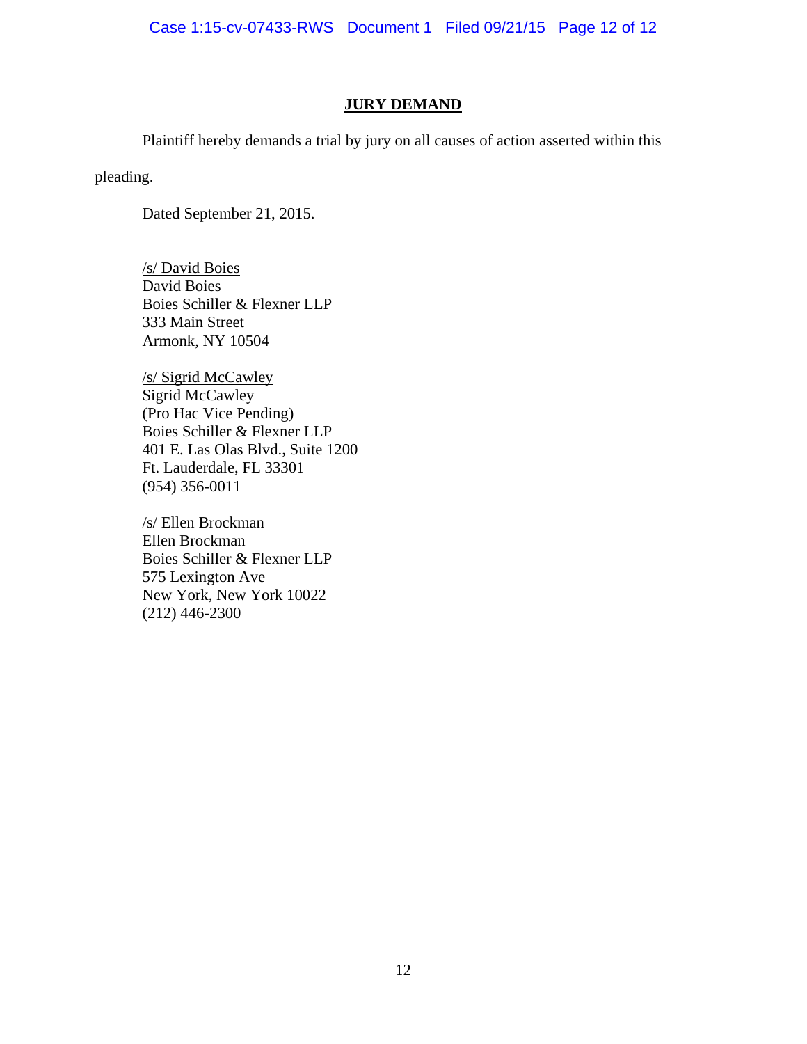**JURY DEMAND**

Plaintiff hereby demands a trial by jury on all causes of action asserted within this pleading.

Dated September 21, 2015.

/s/ David Boies
David Boies
Boies Schiller & Flexner LLP
333 Main Street
Armonk, NY 10504

/s/ Sigrid McCawley
Sigrid McCawley
(Pro Hac Vice Pending)
Boies Schiller & Flexner LLP
401 E. Las Olas Blvd., Suite 1200
Ft. Lauderdale, FL 33301
(954) 356-0011

/s/ Ellen Brockman
Ellen Brockman
Boies Schiller & Flexner LLP
575 Lexington Ave
New York, New York 10022
(212) 446-2300